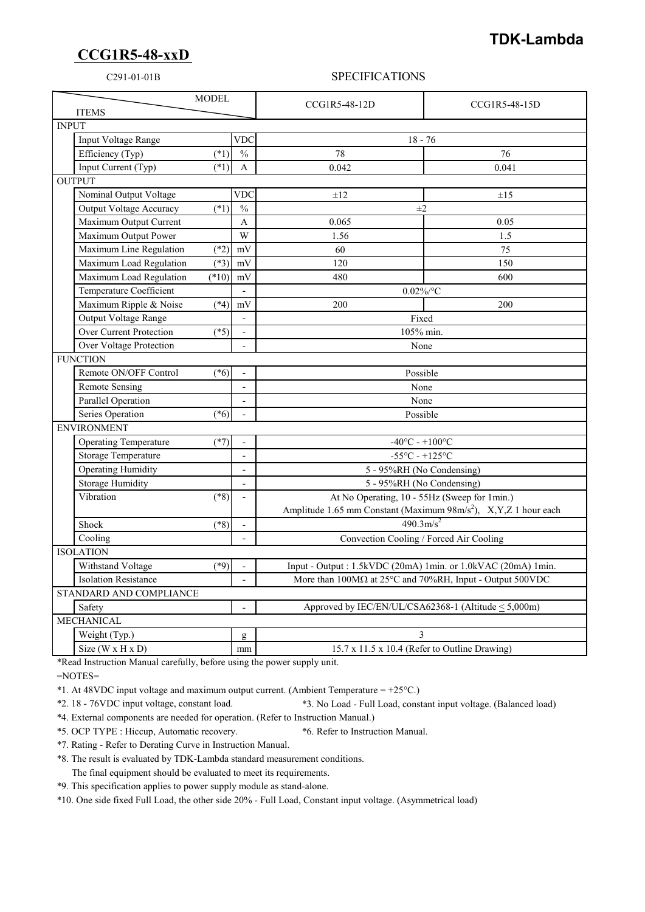# TDK-Lambda

## CCG1R5-48-xxD

C291-01-01B

SPECIFICATIONS

| ITEMS | | MODEL | CCG1R5-48-12D | CCG1R5-48-15D |
|---|---|---|---|---|
| **INPUT** | | | | |
| Input Voltage Range | | VDC | 18 - 76 | |
| Efficiency (Typ) | (*1) | % | 78 | 76 |
| Input Current (Typ) | (*1) | A | 0.042 | 0.041 |
| **OUTPUT** | | | | |
| Nominal Output Voltage | | VDC | ±12 | ±15 |
| Output Voltage Accuracy | (*1) | % | ±2 | |
| Maximum Output Current | | A | 0.065 | 0.05 |
| Maximum Output Power | | W | 1.56 | 1.5 |
| Maximum Line Regulation | (*2) | mV | 60 | 75 |
| Maximum Load Regulation | (*3) | mV | 120 | 150 |
| Maximum Load Regulation | (*10) | mV | 480 | 600 |
| Temperature Coefficient | | - | 0.02%/°C | |
| Maximum Ripple & Noise | (*4) | mV | 200 | 200 |
| Output Voltage Range | | - | Fixed | |
| Over Current Protection | (*5) | - | 105% min. | |
| Over Voltage Protection | | - | None | |
| **FUNCTION** | | | | |
| Remote ON/OFF Control | (*6) | - | Possible | |
| Remote Sensing | | - | None | |
| Parallel Operation | | - | None | |
| Series Operation | (*6) | - | Possible | |
| **ENVIRONMENT** | | | | |
| Operating Temperature | (*7) | - | -40°C - +100°C | |
| Storage Temperature | | - | -55°C - +125°C | |
| Operating Humidity | | - | 5 - 95%RH (No Condensing) | |
| Storage Humidity | | - | 5 - 95%RH (No Condensing) | |
| Vibration | (*8) | - | At No Operating, 10 - 55Hz (Sweep for 1min.) Amplitude 1.65 mm Constant (Maximum 98m/s$^2$), X,Y,Z 1 hour each | |
| Shock | (*8) | - | 490.3m/s$^2$ | |
| Cooling | | - | Convection Cooling / Forced Air Cooling | |
| **ISOLATION** | | | | |
| Withstand Voltage | (*9) | - | Input - Output : 1.5kVDC (20mA) 1min. or 1.0kVAC (20mA) 1min. | |
| Isolation Resistance | | - | More than 100MΩ at 25°C and 70%RH, Input - Output 500VDC | |
| **STANDARD AND COMPLIANCE** | | | | |
| Safety | | - | Approved by IEC/EN/UL/CSA62368-1 (Altitude ≤ 5,000m) | |
| **MECHANICAL** | | | | |
| Weight (Typ.) | | g | 3 | |
| Size (W x H x D) | | mm | 15.7 x 11.5 x 10.4 (Refer to Outline Drawing) | |

*Read Instruction Manual carefully, before using the power supply unit.

=NOTES=

*1. At 48VDC input voltage and maximum output current. (Ambient Temperature = +25°C.)

*2. 18 - 76VDC input voltage, constant load.

*3. No Load - Full Load, constant input voltage. (Balanced load)

*4. External components are needed for operation. (Refer to Instruction Manual.)

*5. OCP TYPE : Hiccup, Automatic recovery.

*6. Refer to Instruction Manual.

*7. Rating - Refer to Derating Curve in Instruction Manual.

*8. The result is evaluated by TDK-Lambda standard measurement conditions.
The final equipment should be evaluated to meet its requirements.

*9. This specification applies to power supply module as stand-alone.

*10. One side fixed Full Load, the other side 20% - Full Load, Constant input voltage. (Asymmetrical load)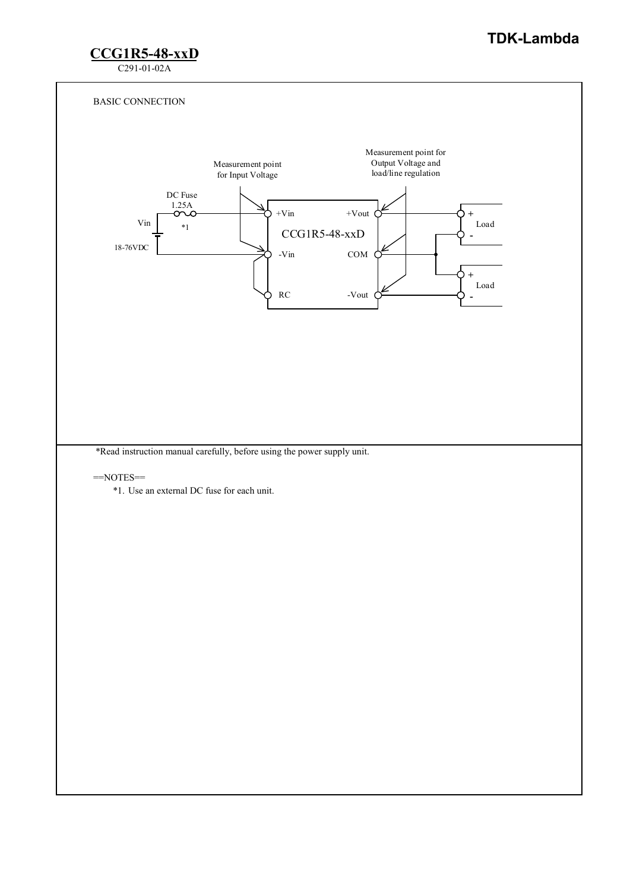# CCG1R5-48-xxD

C291-01-02A

BASIC CONNECTION

Measurement point for Input Voltage

Measurement point for Output Voltage and load/line regulation

DC Fuse
1.25A
*1

Vin
18-76VDC

+Vin
-Vin
RC

CCG1R5-48-xxD

+Vout
COM
-Vout

+
Load
-

+
Load
-

*Read instruction manual carefully, before using the power supply unit.

==NOTES==

*1. Use an external DC fuse for each unit.